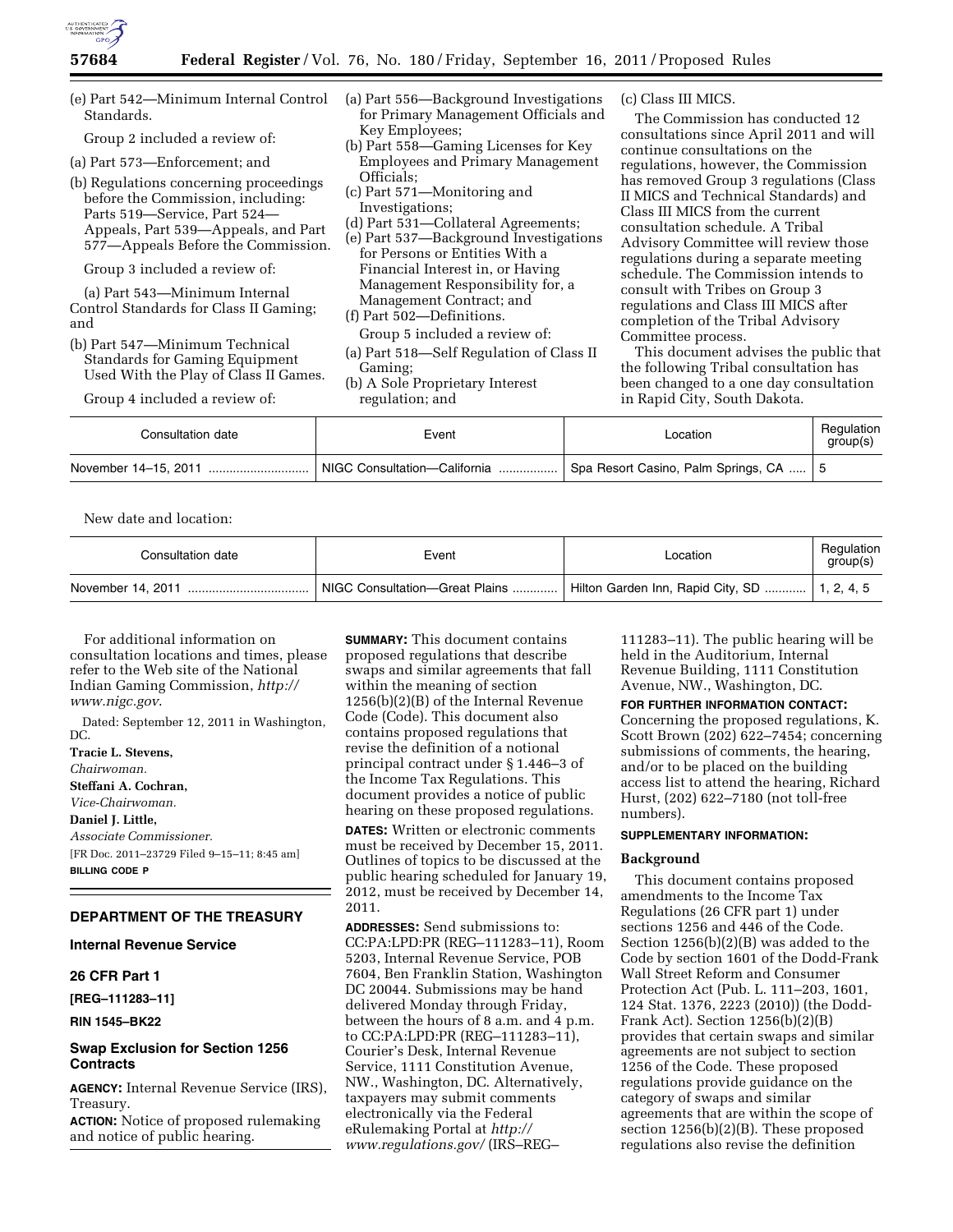(e) Part 542—Minimum Internal Control Standards.

Group 2 included a review of:

(a) Part 573—Enforcement; and

(b) Regulations concerning proceedings before the Commission, including: Parts 519—Service, Part 524—Appeals, Part 539—Appeals, and Part 577—Appeals Before the Commission.

Group 3 included a review of:

(a) Part 543—Minimum Internal Control Standards for Class II Gaming; and

(b) Part 547—Minimum Technical Standards for Gaming Equipment Used With the Play of Class II Games.

Group 4 included a review of:

(a) Part 556—Background Investigations for Primary Management Officials and Key Employees;

(b) Part 558—Gaming Licenses for Key Employees and Primary Management Officials;

(c) Part 571—Monitoring and Investigations;

(d) Part 531—Collateral Agreements;

(e) Part 537—Background Investigations for Persons or Entities With a Financial Interest in, or Having Management Responsibility for, a Management Contract; and

(f) Part 502—Definitions.

Group 5 included a review of:

(a) Part 518—Self Regulation of Class II Gaming;

(b) A Sole Proprietary Interest regulation; and

(c) Class III MICS.

The Commission has conducted 12 consultations since April 2011 and will continue consultations on the regulations, however, the Commission has removed Group 3 regulations (Class II MICS and Technical Standards) and Class III MICS from the current consultation schedule. A Tribal Advisory Committee will review those regulations during a separate meeting schedule. The Commission intends to consult with Tribes on Group 3 regulations and Class III MICS after completion of the Tribal Advisory Committee process.

This document advises the public that the following Tribal consultation has been changed to a one day consultation in Rapid City, South Dakota.

| Consultation date | Event | Location | Regulation group(s) |
|---|---|---|---|
| November 14–15, 2011 | NIGC Consultation—California | Spa Resort Casino, Palm Springs, CA | 5 |

New date and location:

| Consultation date | Event | Location | Regulation group(s) |
|---|---|---|---|
| November 14, 2011 | NIGC Consultation—Great Plains | Hilton Garden Inn, Rapid City, SD | 1, 2, 4, 5 |

For additional information on consultation locations and times, please refer to the Web site of the National Indian Gaming Commission, *http://www.nigc.gov*.

Dated: September 12, 2011 in Washington, DC.

**Tracie L. Stevens,**
*Chairwoman.*

**Steffani A. Cochran,**
*Vice-Chairwoman.*

**Daniel J. Little,**
*Associate Commissioner.*

[FR Doc. 2011–23729 Filed 9–15–11; 8:45 am]

**BILLING CODE P**

## DEPARTMENT OF THE TREASURY

### Internal Revenue Service

### 26 CFR Part 1

**[REG–111283–11]**

**RIN 1545–BK22**

### Swap Exclusion for Section 1256 Contracts

**AGENCY:** Internal Revenue Service (IRS), Treasury.

**ACTION:** Notice of proposed rulemaking and notice of public hearing.

**SUMMARY:** This document contains proposed regulations that describe swaps and similar agreements that fall within the meaning of section 1256(b)(2)(B) of the Internal Revenue Code (Code). This document also contains proposed regulations that revise the definition of a notional principal contract under § 1.446–3 of the Income Tax Regulations. This document provides a notice of public hearing on these proposed regulations.

**DATES:** Written or electronic comments must be received by December 15, 2011. Outlines of topics to be discussed at the public hearing scheduled for January 19, 2012, must be received by December 14, 2011.

**ADDRESSES:** Send submissions to: CC:PA:LPD:PR (REG–111283–11), Room 5203, Internal Revenue Service, POB 7604, Ben Franklin Station, Washington DC 20044. Submissions may be hand delivered Monday through Friday, between the hours of 8 a.m. and 4 p.m. to CC:PA:LPD:PR (REG–111283–11), Courier's Desk, Internal Revenue Service, 1111 Constitution Avenue, NW., Washington, DC. Alternatively, taxpayers may submit comments electronically via the Federal eRulemaking Portal at *http://www.regulations.gov/* (IRS–REG–111283–11). The public hearing will be held in the Auditorium, Internal Revenue Building, 1111 Constitution Avenue, NW., Washington, DC.

**FOR FURTHER INFORMATION CONTACT:** Concerning the proposed regulations, K. Scott Brown (202) 622–7454; concerning submissions of comments, the hearing, and/or to be placed on the building access list to attend the hearing, Richard Hurst, (202) 622–7180 (not toll-free numbers).

**SUPPLEMENTARY INFORMATION:**

### Background

This document contains proposed amendments to the Income Tax Regulations (26 CFR part 1) under sections 1256 and 446 of the Code. Section 1256(b)(2)(B) was added to the Code by section 1601 of the Dodd-Frank Wall Street Reform and Consumer Protection Act (Pub. L. 111–203, 1601, 124 Stat. 1376, 2223 (2010)) (the Dodd-Frank Act). Section 1256(b)(2)(B) provides that certain swaps and similar agreements are not subject to section 1256 of the Code. These proposed regulations provide guidance on the category of swaps and similar agreements that are within the scope of section 1256(b)(2)(B). These proposed regulations also revise the definition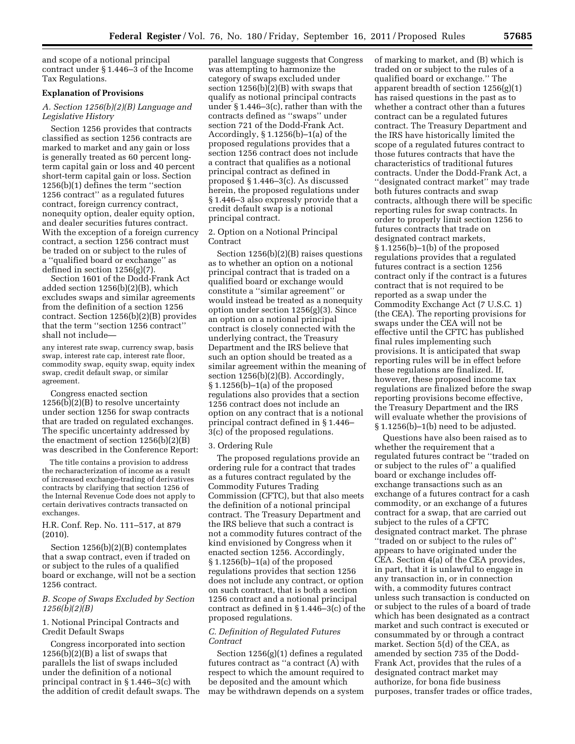and scope of a notional principal contract under § 1.446–3 of the Income Tax Regulations.

## Explanation of Provisions

### *A. Section 1256(b)(2)(B) Language and Legislative History*

Section 1256 provides that contracts classified as section 1256 contracts are marked to market and any gain or loss is generally treated as 60 percent long-term capital gain or loss and 40 percent short-term capital gain or loss. Section 1256(b)(1) defines the term ''section 1256 contract'' as a regulated futures contract, foreign currency contract, nonequity option, dealer equity option, and dealer securities futures contract. With the exception of a foreign currency contract, a section 1256 contract must be traded on or subject to the rules of a ''qualified board or exchange'' as defined in section 1256(g)(7).

Section 1601 of the Dodd-Frank Act added section 1256(b)(2)(B), which excludes swaps and similar agreements from the definition of a section 1256 contract. Section 1256(b)(2)(B) provides that the term ''section 1256 contract'' shall not include—

> any interest rate swap, currency swap, basis swap, interest rate cap, interest rate floor, commodity swap, equity swap, equity index swap, credit default swap, or similar agreement.

Congress enacted section 1256(b)(2)(B) to resolve uncertainty under section 1256 for swap contracts that are traded on regulated exchanges. The specific uncertainty addressed by the enactment of section 1256(b)(2)(B) was described in the Conference Report:

> The title contains a provision to address the recharacterization of income as a result of increased exchange-trading of derivatives contracts by clarifying that section 1256 of the Internal Revenue Code does not apply to certain derivatives contracts transacted on exchanges.

H.R. Conf. Rep. No. 111–517, at 879 (2010).

Section 1256(b)(2)(B) contemplates that a swap contract, even if traded on or subject to the rules of a qualified board or exchange, will not be a section 1256 contract.

### *B. Scope of Swaps Excluded by Section 1256(b)(2)(B)*

#### 1. Notional Principal Contracts and Credit Default Swaps

Congress incorporated into section 1256(b)(2)(B) a list of swaps that parallels the list of swaps included under the definition of a notional principal contract in § 1.446–3(c) with the addition of credit default swaps. The parallel language suggests that Congress was attempting to harmonize the category of swaps excluded under section 1256(b)(2)(B) with swaps that qualify as notional principal contracts under § 1.446–3(c), rather than with the contracts defined as ''swaps'' under section 721 of the Dodd-Frank Act. Accordingly, § 1.1256(b)–1(a) of the proposed regulations provides that a section 1256 contract does not include a contract that qualifies as a notional principal contract as defined in proposed § 1.446–3(c). As discussed herein, the proposed regulations under § 1.446–3 also expressly provide that a credit default swap is a notional principal contract.

#### 2. Option on a Notional Principal Contract

Section 1256(b)(2)(B) raises questions as to whether an option on a notional principal contract that is traded on a qualified board or exchange would constitute a ''similar agreement'' or would instead be treated as a nonequity option under section 1256(g)(3). Since an option on a notional principal contract is closely connected with the underlying contract, the Treasury Department and the IRS believe that such an option should be treated as a similar agreement within the meaning of section 1256(b)(2)(B). Accordingly, § 1.1256(b)–1(a) of the proposed regulations also provides that a section 1256 contract does not include an option on any contract that is a notional principal contract defined in § 1.446–3(c) of the proposed regulations.

#### 3. Ordering Rule

The proposed regulations provide an ordering rule for a contract that trades as a futures contract regulated by the Commodity Futures Trading Commission (CFTC), but that also meets the definition of a notional principal contract. The Treasury Department and the IRS believe that such a contract is not a commodity futures contract of the kind envisioned by Congress when it enacted section 1256. Accordingly, § 1.1256(b)–1(a) of the proposed regulations provides that section 1256 does not include any contract, or option on such contract, that is both a section 1256 contract and a notional principal contract as defined in § 1.446–3(c) of the proposed regulations.

### *C. Definition of Regulated Futures Contract*

Section 1256(g)(1) defines a regulated futures contract as ''a contract (A) with respect to which the amount required to be deposited and the amount which may be withdrawn depends on a system of marking to market, and (B) which is traded on or subject to the rules of a qualified board or exchange.'' The apparent breadth of section 1256(g)(1) has raised questions in the past as to whether a contract other than a futures contract can be a regulated futures contract. The Treasury Department and the IRS have historically limited the scope of a regulated futures contract to those futures contracts that have the characteristics of traditional futures contracts. Under the Dodd-Frank Act, a ''designated contract market'' may trade both futures contracts and swap contracts, although there will be specific reporting rules for swap contracts. In order to properly limit section 1256 to futures contracts that trade on designated contract markets, § 1.1256(b)–1(b) of the proposed regulations provides that a regulated futures contract is a section 1256 contract only if the contract is a futures contract that is not required to be reported as a swap under the Commodity Exchange Act (7 U.S.C. 1) (the CEA). The reporting provisions for swaps under the CEA will not be effective until the CFTC has published final rules implementing such provisions. It is anticipated that swap reporting rules will be in effect before these regulations are finalized. If, however, these proposed income tax regulations are finalized before the swap reporting provisions become effective, the Treasury Department and the IRS will evaluate whether the provisions of § 1.1256(b)–1(b) need to be adjusted.

Questions have also been raised as to whether the requirement that a regulated futures contract be ''traded on or subject to the rules of'' a qualified board or exchange includes off-exchange transactions such as an exchange of a futures contract for a cash commodity, or an exchange of a futures contract for a swap, that are carried out subject to the rules of a CFTC designated contract market. The phrase ''traded on or subject to the rules of'' appears to have originated under the CEA. Section 4(a) of the CEA provides, in part, that it is unlawful to engage in any transaction in, or in connection with, a commodity futures contract unless such transaction is conducted on or subject to the rules of a board of trade which has been designated as a contract market and such contract is executed or consummated by or through a contract market. Section 5(d) of the CEA, as amended by section 735 of the Dodd-Frank Act, provides that the rules of a designated contract market may authorize, for bona fide business purposes, transfer trades or office trades,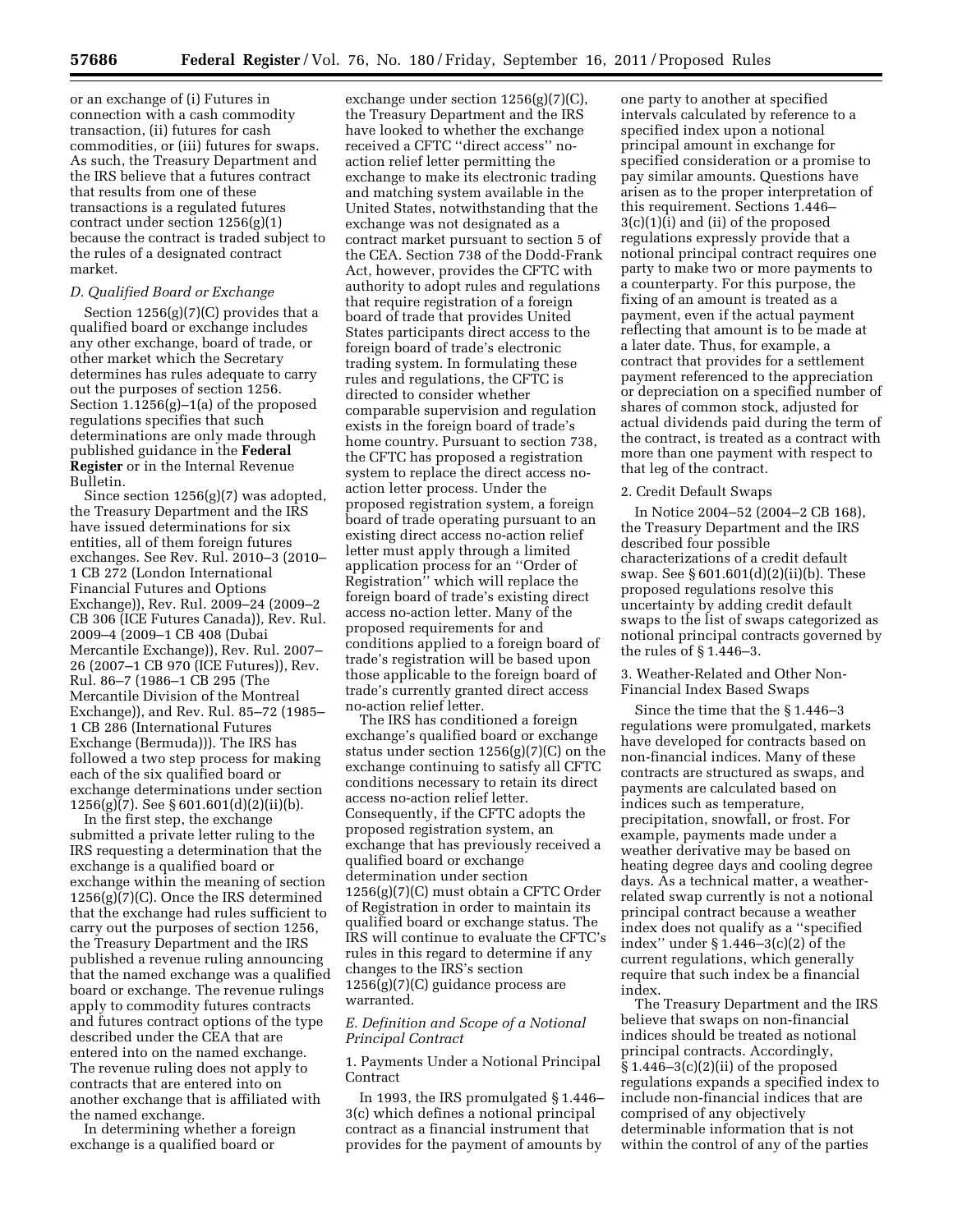or an exchange of (i) Futures in connection with a cash commodity transaction, (ii) futures for cash commodities, or (iii) futures for swaps. As such, the Treasury Department and the IRS believe that a futures contract that results from one of these transactions is a regulated futures contract under section 1256(g)(1) because the contract is traded subject to the rules of a designated contract market.

### *D. Qualified Board or Exchange*

Section 1256(g)(7)(C) provides that a qualified board or exchange includes any other exchange, board of trade, or other market which the Secretary determines has rules adequate to carry out the purposes of section 1256. Section 1.1256(g)–1(a) of the proposed regulations specifies that such determinations are only made through published guidance in the **Federal Register** or in the Internal Revenue Bulletin.

Since section 1256(g)(7) was adopted, the Treasury Department and the IRS have issued determinations for six entities, all of them foreign futures exchanges. See Rev. Rul. 2010–3 (2010–1 CB 272 (London International Financial Futures and Options Exchange)), Rev. Rul. 2009–24 (2009–2 CB 306 (ICE Futures Canada)), Rev. Rul. 2009–4 (2009–1 CB 408 (Dubai Mercantile Exchange)), Rev. Rul. 2007–26 (2007–1 CB 970 (ICE Futures)), Rev. Rul. 86–7 (1986–1 CB 295 (The Mercantile Division of the Montreal Exchange)), and Rev. Rul. 85–72 (1985–1 CB 286 (International Futures Exchange (Bermuda))). The IRS has followed a two step process for making each of the six qualified board or exchange determinations under section 1256(g)(7). See § 601.601(d)(2)(ii)(b).

In the first step, the exchange submitted a private letter ruling to the IRS requesting a determination that the exchange is a qualified board or exchange within the meaning of section 1256(g)(7)(C). Once the IRS determined that the exchange had rules sufficient to carry out the purposes of section 1256, the Treasury Department and the IRS published a revenue ruling announcing that the named exchange was a qualified board or exchange. The revenue rulings apply to commodity futures contracts and futures contract options of the type described under the CEA that are entered into on the named exchange. The revenue ruling does not apply to contracts that are entered into on another exchange that is affiliated with the named exchange.

In determining whether a foreign exchange is a qualified board or exchange under section 1256(g)(7)(C), the Treasury Department and the IRS have looked to whether the exchange received a CFTC ''direct access'' no-action relief letter permitting the exchange to make its electronic trading and matching system available in the United States, notwithstanding that the exchange was not designated as a contract market pursuant to section 5 of the CEA. Section 738 of the Dodd-Frank Act, however, provides the CFTC with authority to adopt rules and regulations that require registration of a foreign board of trade that provides United States participants direct access to the foreign board of trade's electronic trading system. In formulating these rules and regulations, the CFTC is directed to consider whether comparable supervision and regulation exists in the foreign board of trade's home country. Pursuant to section 738, the CFTC has proposed a registration system to replace the direct access no-action letter process. Under the proposed registration system, a foreign board of trade operating pursuant to an existing direct access no-action relief letter must apply through a limited application process for an ''Order of Registration'' which will replace the foreign board of trade's existing direct access no-action letter. Many of the proposed requirements for and conditions applied to a foreign board of trade's registration will be based upon those applicable to the foreign board of trade's currently granted direct access no-action relief letter.

The IRS has conditioned a foreign exchange's qualified board or exchange status under section 1256(g)(7)(C) on the exchange continuing to satisfy all CFTC conditions necessary to retain its direct access no-action relief letter. Consequently, if the CFTC adopts the proposed registration system, an exchange that has previously received a qualified board or exchange determination under section 1256(g)(7)(C) must obtain a CFTC Order of Registration in order to maintain its qualified board or exchange status. The IRS will continue to evaluate the CFTC's rules in this regard to determine if any changes to the IRS's section 1256(g)(7)(C) guidance process are warranted.

### *E. Definition and Scope of a Notional Principal Contract*

1. Payments Under a Notional Principal Contract

In 1993, the IRS promulgated § 1.446–3(c) which defines a notional principal contract as a financial instrument that provides for the payment of amounts by one party to another at specified intervals calculated by reference to a specified index upon a notional principal amount in exchange for specified consideration or a promise to pay similar amounts. Questions have arisen as to the proper interpretation of this requirement. Sections 1.446–3(c)(1)(i) and (ii) of the proposed regulations expressly provide that a notional principal contract requires one party to make two or more payments to a counterparty. For this purpose, the fixing of an amount is treated as a payment, even if the actual payment reflecting that amount is to be made at a later date. Thus, for example, a contract that provides for a settlement payment referenced to the appreciation or depreciation on a specified number of shares of common stock, adjusted for actual dividends paid during the term of the contract, is treated as a contract with more than one payment with respect to that leg of the contract.

2. Credit Default Swaps

In Notice 2004–52 (2004–2 CB 168), the Treasury Department and the IRS described four possible characterizations of a credit default swap. See § 601.601(d)(2)(ii)(b). These proposed regulations resolve this uncertainty by adding credit default swaps to the list of swaps categorized as notional principal contracts governed by the rules of § 1.446–3.

3. Weather-Related and Other Non-Financial Index Based Swaps

Since the time that the § 1.446–3 regulations were promulgated, markets have developed for contracts based on non-financial indices. Many of these contracts are structured as swaps, and payments are calculated based on indices such as temperature, precipitation, snowfall, or frost. For example, payments made under a weather derivative may be based on heating degree days and cooling degree days. As a technical matter, a weather-related swap currently is not a notional principal contract because a weather index does not qualify as a ''specified index'' under § 1.446–3(c)(2) of the current regulations, which generally require that such index be a financial index.

The Treasury Department and the IRS believe that swaps on non-financial indices should be treated as notional principal contracts. Accordingly, § 1.446–3(c)(2)(ii) of the proposed regulations expands a specified index to include non-financial indices that are comprised of any objectively determinable information that is not within the control of any of the parties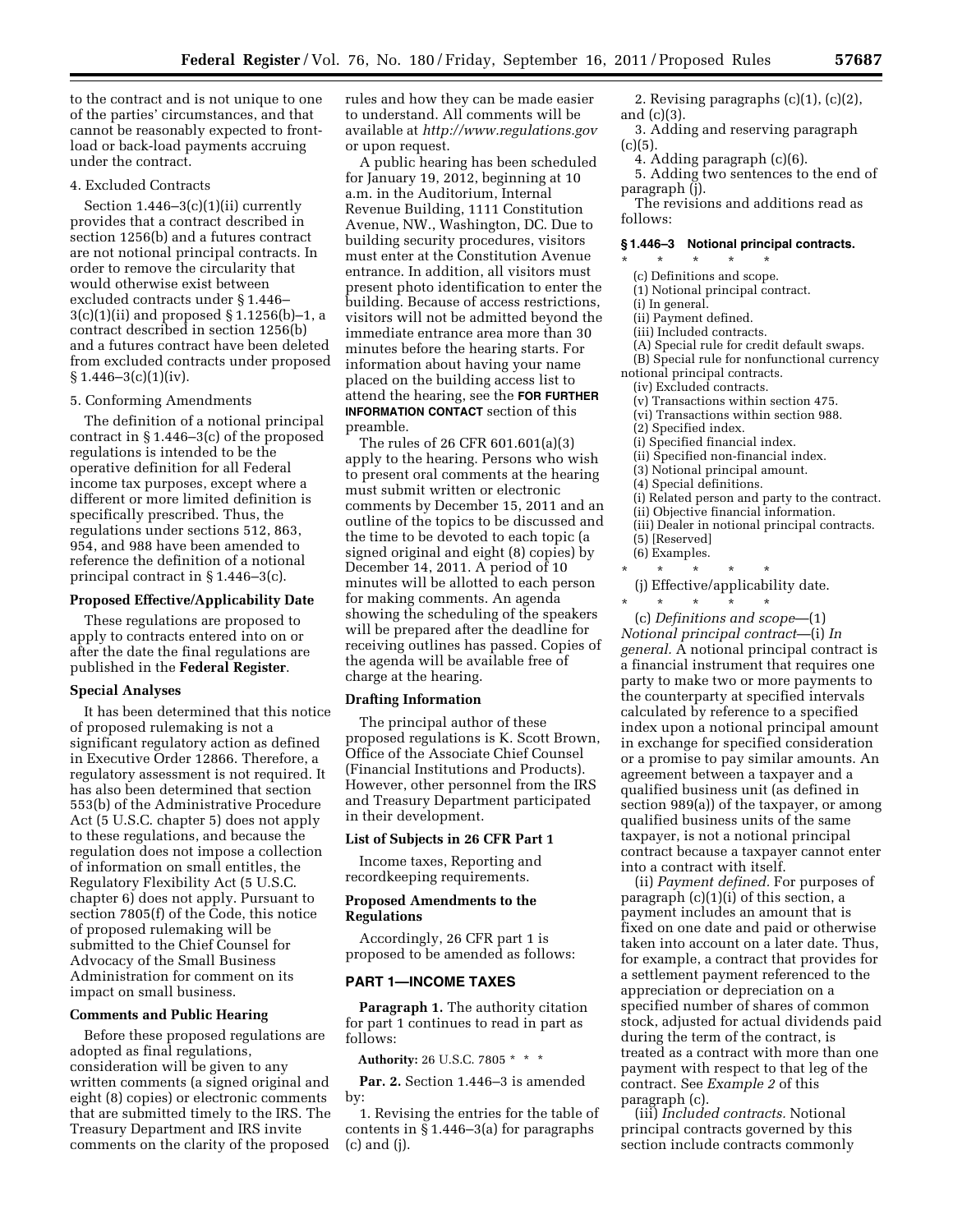to the contract and is not unique to one of the parties' circumstances, and that cannot be reasonably expected to front-load or back-load payments accruing under the contract.

4. Excluded Contracts

Section 1.446–3(c)(1)(ii) currently provides that a contract described in section 1256(b) and a futures contract are not notional principal contracts. In order to remove the circularity that would otherwise exist between excluded contracts under § 1.446–3(c)(1)(ii) and proposed § 1.1256(b)–1, a contract described in section 1256(b) and a futures contract have been deleted from excluded contracts under proposed § 1.446–3(c)(1)(iv).

5. Conforming Amendments

The definition of a notional principal contract in § 1.446–3(c) of the proposed regulations is intended to be the operative definition for all Federal income tax purposes, except where a different or more limited definition is specifically prescribed. Thus, the regulations under sections 512, 863, 954, and 988 have been amended to reference the definition of a notional principal contract in § 1.446–3(c).

**Proposed Effective/Applicability Date**

These regulations are proposed to apply to contracts entered into on or after the date the final regulations are published in the **Federal Register**.

**Special Analyses**

It has been determined that this notice of proposed rulemaking is not a significant regulatory action as defined in Executive Order 12866. Therefore, a regulatory assessment is not required. It has also been determined that section 553(b) of the Administrative Procedure Act (5 U.S.C. chapter 5) does not apply to these regulations, and because the regulation does not impose a collection of information on small entities, the Regulatory Flexibility Act (5 U.S.C. chapter 6) does not apply. Pursuant to section 7805(f) of the Code, this notice of proposed rulemaking will be submitted to the Chief Counsel for Advocacy of the Small Business Administration for comment on its impact on small business.

**Comments and Public Hearing**

Before these proposed regulations are adopted as final regulations, consideration will be given to any written comments (a signed original and eight (8) copies) or electronic comments that are submitted timely to the IRS. The Treasury Department and IRS invite comments on the clarity of the proposed rules and how they can be made easier to understand. All comments will be available at *http://www.regulations.gov* or upon request.

A public hearing has been scheduled for January 19, 2012, beginning at 10 a.m. in the Auditorium, Internal Revenue Building, 1111 Constitution Avenue, NW., Washington, DC. Due to building security procedures, visitors must enter at the Constitution Avenue entrance. In addition, all visitors must present photo identification to enter the building. Because of access restrictions, visitors will not be admitted beyond the immediate entrance area more than 30 minutes before the hearing starts. For information about having your name placed on the building access list to attend the hearing, see the **FOR FURTHER INFORMATION CONTACT** section of this preamble.

The rules of 26 CFR 601.601(a)(3) apply to the hearing. Persons who wish to present oral comments at the hearing must submit written or electronic comments by December 15, 2011 and an outline of the topics to be discussed and the time to be devoted to each topic (a signed original and eight (8) copies) by December 14, 2011. A period of 10 minutes will be allotted to each person for making comments. An agenda showing the scheduling of the speakers will be prepared after the deadline for receiving outlines has passed. Copies of the agenda will be available free of charge at the hearing.

**Drafting Information**

The principal author of these proposed regulations is K. Scott Brown, Office of the Associate Chief Counsel (Financial Institutions and Products). However, other personnel from the IRS and Treasury Department participated in their development.

**List of Subjects in 26 CFR Part 1**

Income taxes, Reporting and recordkeeping requirements.

**Proposed Amendments to the Regulations**

Accordingly, 26 CFR part 1 is proposed to be amended as follows:

## PART 1—INCOME TAXES

**Paragraph 1.** The authority citation for part 1 continues to read in part as follows:

**Authority:** 26 U.S.C. 7805 * * *

**Par. 2.** Section 1.446–3 is amended by:

1. Revising the entries for the table of contents in § 1.446–3(a) for paragraphs (c) and (j).

2. Revising paragraphs (c)(1), (c)(2), and (c)(3).

3. Adding and reserving paragraph (c)(5).

4. Adding paragraph (c)(6).

5. Adding two sentences to the end of paragraph (j).

The revisions and additions read as follows:

**§ 1.446–3 Notional principal contracts.**

\* \* \* \* \*

(c) Definitions and scope.
(1) Notional principal contract.
(i) In general.
(ii) Payment defined.
(iii) Included contracts.
(A) Special rule for credit default swaps.
(B) Special rule for nonfunctional currency notional principal contracts.
(iv) Excluded contracts.
(v) Transactions within section 475.
(vi) Transactions within section 988.
(2) Specified index.
(i) Specified financial index.
(ii) Specified non-financial index.
(3) Notional principal amount.
(4) Special definitions.
(i) Related person and party to the contract.
(ii) Objective financial information.
(iii) Dealer in notional principal contracts.
(5) [Reserved]
(6) Examples.

\* \* \* \* \*

(j) Effective/applicability date.

\* \* \* \* \*

(c) *Definitions and scope*—(1) *Notional principal contract*—(i) *In general.* A notional principal contract is a financial instrument that requires one party to make two or more payments to the counterparty at specified intervals calculated by reference to a specified index upon a notional principal amount in exchange for specified consideration or a promise to pay similar amounts. An agreement between a taxpayer and a qualified business unit (as defined in section 989(a)) of the taxpayer, or among qualified business units of the same taxpayer, is not a notional principal contract because a taxpayer cannot enter into a contract with itself.

(ii) *Payment defined.* For purposes of paragraph (c)(1)(i) of this section, a payment includes an amount that is fixed on one date and paid or otherwise taken into account on a later date. Thus, for example, a contract that provides for a settlement payment referenced to the appreciation or depreciation on a specified number of shares of common stock, adjusted for actual dividends paid during the term of the contract, is treated as a contract with more than one payment with respect to that leg of the contract. See *Example 2* of this paragraph (c).

(iii) *Included contracts.* Notional principal contracts governed by this section include contracts commonly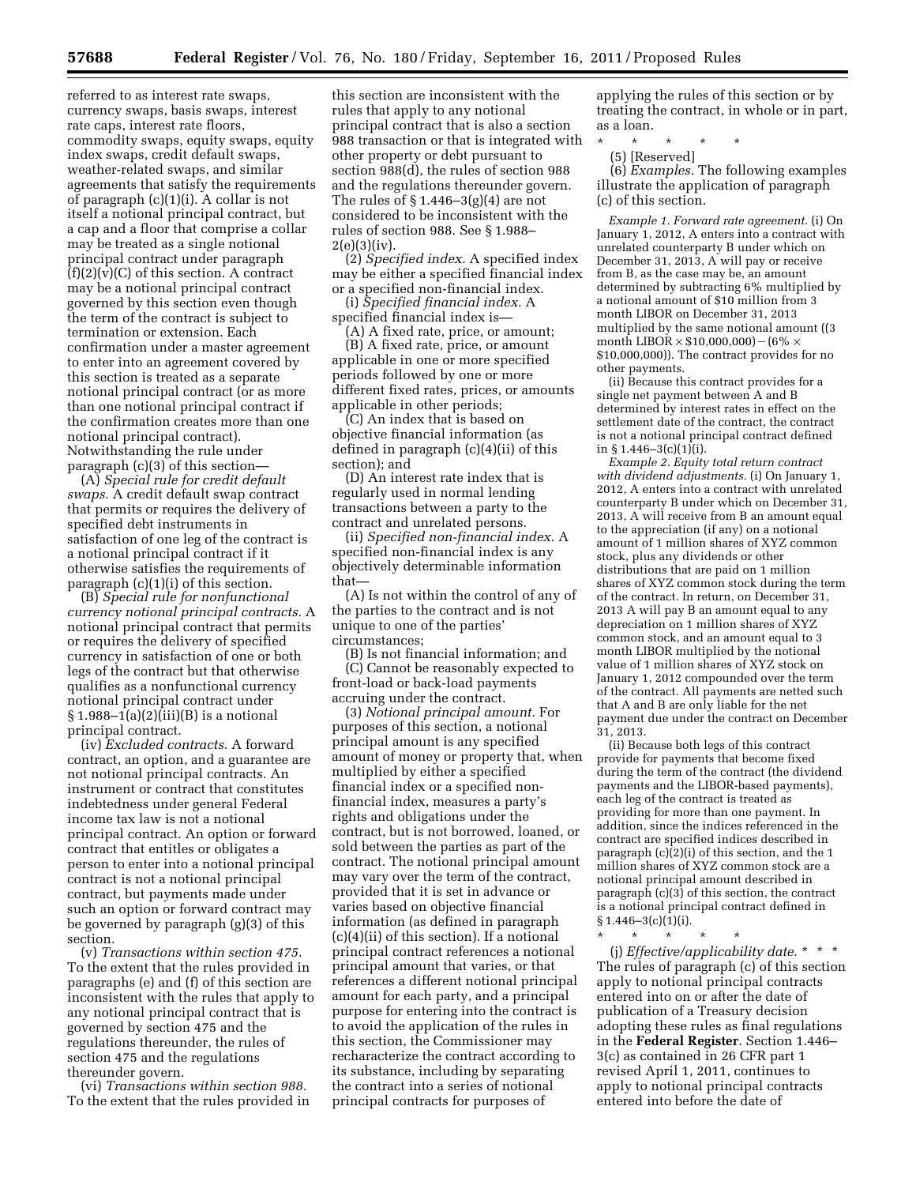referred to as interest rate swaps, currency swaps, basis swaps, interest rate caps, interest rate floors, commodity swaps, equity swaps, equity index swaps, credit default swaps, weather-related swaps, and similar agreements that satisfy the requirements of paragraph (c)(1)(i). A collar is not itself a notional principal contract, but a cap and a floor that comprise a collar may be treated as a single notional principal contract under paragraph (f)(2)(v)(C) of this section. A contract may be a notional principal contract governed by this section even though the term of the contract is subject to termination or extension. Each confirmation under a master agreement to enter into an agreement covered by this section is treated as a separate notional principal contract (or as more than one notional principal contract if the confirmation creates more than one notional principal contract). Notwithstanding the rule under paragraph (c)(3) of this section—

(A) *Special rule for credit default swaps.* A credit default swap contract that permits or requires the delivery of specified debt instruments in satisfaction of one leg of the contract is a notional principal contract if it otherwise satisfies the requirements of paragraph (c)(1)(i) of this section.

(B) *Special rule for nonfunctional currency notional principal contracts.* A notional principal contract that permits or requires the delivery of specified currency in satisfaction of one or both legs of the contract but that otherwise qualifies as a nonfunctional currency notional principal contract under § 1.988–1(a)(2)(iii)(B) is a notional principal contract.

(iv) *Excluded contracts.* A forward contract, an option, and a guarantee are not notional principal contracts. An instrument or contract that constitutes indebtedness under general Federal income tax law is not a notional principal contract. An option or forward contract that entitles or obligates a person to enter into a notional principal contract is not a notional principal contract, but payments made under such an option or forward contract may be governed by paragraph (g)(3) of this section.

(v) *Transactions within section 475.* To the extent that the rules provided in paragraphs (e) and (f) of this section are inconsistent with the rules that apply to any notional principal contract that is governed by section 475 and the regulations thereunder, the rules of section 475 and the regulations thereunder govern.

(vi) *Transactions within section 988.* To the extent that the rules provided in this section are inconsistent with the rules that apply to any notional principal contract that is also a section 988 transaction or that is integrated with other property or debt pursuant to section 988(d), the rules of section 988 and the regulations thereunder govern. The rules of § 1.446–3(g)(4) are not considered to be inconsistent with the rules of section 988. See § 1.988–2(e)(3)(iv).

(2) *Specified index.* A specified index may be either a specified financial index or a specified non-financial index.

(i) *Specified financial index.* A specified financial index is—

(A) A fixed rate, price, or amount;

(B) A fixed rate, price, or amount applicable in one or more specified periods followed by one or more different fixed rates, prices, or amounts applicable in other periods;

(C) An index that is based on objective financial information (as defined in paragraph (c)(4)(ii) of this section); and

(D) An interest rate index that is regularly used in normal lending transactions between a party to the contract and unrelated persons.

(ii) *Specified non-financial index.* A specified non-financial index is any objectively determinable information that—

(A) Is not within the control of any of the parties to the contract and is not unique to one of the parties' circumstances;

(B) Is not financial information; and

(C) Cannot be reasonably expected to front-load or back-load payments accruing under the contract.

(3) *Notional principal amount.* For purposes of this section, a notional principal amount is any specified amount of money or property that, when multiplied by either a specified financial index or a specified non-financial index, measures a party's rights and obligations under the contract, but is not borrowed, loaned, or sold between the parties as part of the contract. The notional principal amount may vary over the term of the contract, provided that it is set in advance or varies based on objective financial information (as defined in paragraph (c)(4)(ii) of this section). If a notional principal contract references a notional principal amount that varies, or that references a different notional principal amount for each party, and a principal purpose for entering into the contract is to avoid the application of the rules in this section, the Commissioner may recharacterize the contract according to its substance, including by separating the contract into a series of notional principal contracts for purposes of applying the rules of this section or by treating the contract, in whole or in part, as a loan.

\* \* \* \* \*

(5) [Reserved]

(6) *Examples.* The following examples illustrate the application of paragraph (c) of this section.

*Example 1. Forward rate agreement.* (i) On January 1, 2012, A enters into a contract with unrelated counterparty B under which on December 31, 2013, A will pay or receive from B, as the case may be, an amount determined by subtracting 6% multiplied by a notional amount of $10 million from 3 month LIBOR on December 31, 2013 multiplied by the same notional amount ((3 month LIBOR × $10,000,000) − (6% × $10,000,000)). The contract provides for no other payments.

(ii) Because this contract provides for a single net payment between A and B determined by interest rates in effect on the settlement date of the contract, the contract is not a notional principal contract defined in § 1.446–3(c)(1)(i).

*Example 2. Equity total return contract with dividend adjustments.* (i) On January 1, 2012, A enters into a contract with unrelated counterparty B under which on December 31, 2013, A will receive from B an amount equal to the appreciation (if any) on a notional amount of 1 million shares of XYZ common stock, plus any dividends or other distributions that are paid on 1 million shares of XYZ common stock during the term of the contract. In return, on December 31, 2013 A will pay B an amount equal to any depreciation on 1 million shares of XYZ common stock, and an amount equal to 3 month LIBOR multiplied by the notional value of 1 million shares of XYZ stock on January 1, 2012 compounded over the term of the contract. All payments are netted such that A and B are only liable for the net payment due under the contract on December 31, 2013.

(ii) Because both legs of this contract provide for payments that become fixed during the term of the contract (the dividend payments and the LIBOR-based payments), each leg of the contract is treated as providing for more than one payment. In addition, since the indices referenced in the contract are specified indices described in paragraph (c)(2)(i) of this section, and the 1 million shares of XYZ common stock are a notional principal amount described in paragraph (c)(3) of this section, the contract is a notional principal contract defined in § 1.446–3(c)(1)(i).

\* \* \* \* \*

(j) *Effective/applicability date.* \* \* \* The rules of paragraph (c) of this section apply to notional principal contracts entered into on or after the date of publication of a Treasury decision adopting these rules as final regulations in the **Federal Register**. Section 1.446–3(c) as contained in 26 CFR part 1 revised April 1, 2011, continues to apply to notional principal contracts entered into before the date of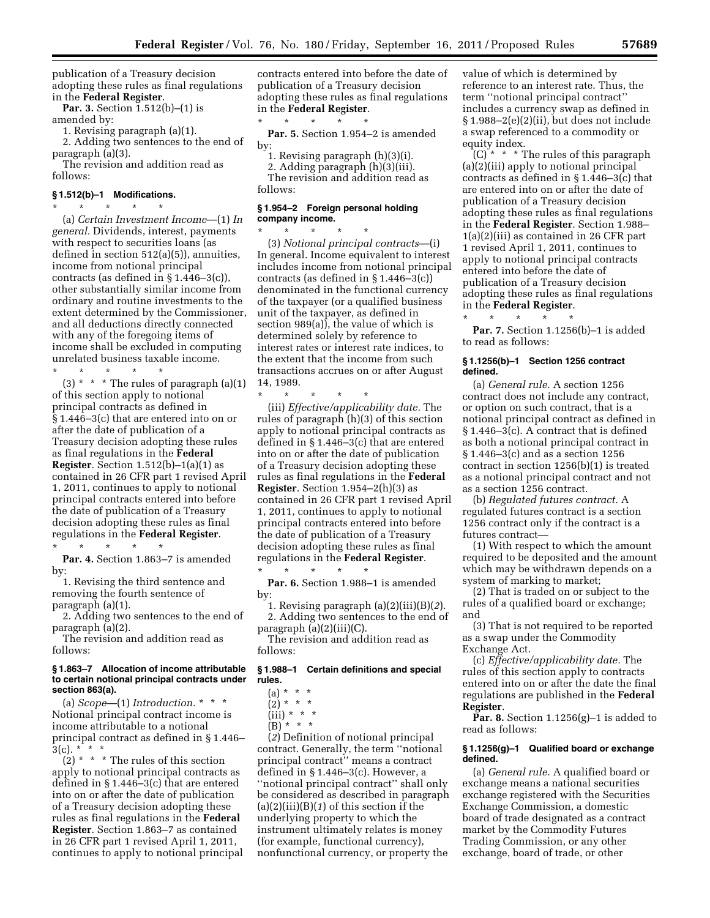publication of a Treasury decision adopting these rules as final regulations in the **Federal Register**.

**Par. 3.** Section 1.512(b)–(1) is amended by:

1. Revising paragraph (a)(1).
2. Adding two sentences to the end of paragraph (a)(3).

The revision and addition read as follows:

#### § 1.512(b)–1 Modifications.

\* \* \* \* \*

(a) *Certain Investment Income*—(1) *In general.* Dividends, interest, payments with respect to securities loans (as defined in section 512(a)(5)), annuities, income from notional principal contracts (as defined in § 1.446–3(c)), other substantially similar income from ordinary and routine investments to the extent determined by the Commissioner, and all deductions directly connected with any of the foregoing items of income shall be excluded in computing unrelated business taxable income.

\* \* \* \* \*

(3) \* \* \* The rules of paragraph (a)(1) of this section apply to notional principal contracts as defined in § 1.446–3(c) that are entered into on or after the date of publication of a Treasury decision adopting these rules as final regulations in the **Federal Register**. Section 1.512(b)–1(a)(1) as contained in 26 CFR part 1 revised April 1, 2011, continues to apply to notional principal contracts entered into before the date of publication of a Treasury decision adopting these rules as final regulations in the **Federal Register**.

\* \* \* \* \*

**Par. 4.** Section 1.863–7 is amended by:

1. Revising the third sentence and removing the fourth sentence of paragraph (a)(1).
2. Adding two sentences to the end of paragraph (a)(2).

The revision and addition read as follows:

#### § 1.863–7 Allocation of income attributable to certain notional principal contracts under section 863(a).

(a) *Scope*—(1) *Introduction.* \* \* \* Notional principal contract income is income attributable to a notional principal contract as defined in § 1.446–3(c). \* \* \*

(2) \* \* \* The rules of this section apply to notional principal contracts as defined in § 1.446–3(c) that are entered into on or after the date of publication of a Treasury decision adopting these rules as final regulations in the **Federal Register**. Section 1.863–7 as contained in 26 CFR part 1 revised April 1, 2011, continues to apply to notional principal contracts entered into before the date of publication of a Treasury decision adopting these rules as final regulations in the **Federal Register**.

\* \* \* \* \*

**Par. 5.** Section 1.954–2 is amended by:

1. Revising paragraph (h)(3)(i).
2. Adding paragraph (h)(3)(iii).

The revision and addition read as follows:

#### § 1.954–2 Foreign personal holding company income.

\* \* \* \* \*

(3) *Notional principal contracts*—(i) In general. Income equivalent to interest includes income from notional principal contracts (as defined in § 1.446–3(c)) denominated in the functional currency of the taxpayer (or a qualified business unit of the taxpayer, as defined in section 989(a)), the value of which is determined solely by reference to interest rates or interest rate indices, to the extent that the income from such transactions accrues on or after August 14, 1989.

\* \* \* \* \*

(iii) *Effective/applicability date.* The rules of paragraph (h)(3) of this section apply to notional principal contracts as defined in § 1.446–3(c) that are entered into on or after the date of publication of a Treasury decision adopting these rules as final regulations in the **Federal Register**. Section 1.954–2(h)(3) as contained in 26 CFR part 1 revised April 1, 2011, continues to apply to notional principal contracts entered into before the date of publication of a Treasury decision adopting these rules as final regulations in the **Federal Register**.

\* \* \* \* \*

**Par. 6.** Section 1.988–1 is amended by:

1. Revising paragraph (a)(2)(iii)(B)(*2*).
2. Adding two sentences to the end of paragraph (a)(2)(iii)(C).

The revision and addition read as follows:

#### § 1.988–1 Certain definitions and special rules.

(a) \* \* \*
(2) \* \* \*
(iii) \* \* \*
(B) \* \* \*

(*2*) Definition of notional principal contract. Generally, the term "notional principal contract" means a contract defined in § 1.446–3(c). However, a "notional principal contract" shall only be considered as described in paragraph (a)(2)(iii)(B)(*1*) of this section if the underlying property to which the instrument ultimately relates is money (for example, functional currency), nonfunctional currency, or property the value of which is determined by reference to an interest rate. Thus, the term "notional principal contract" includes a currency swap as defined in § 1.988–2(e)(2)(ii), but does not include a swap referenced to a commodity or equity index.

(C) \* \* \* The rules of this paragraph (a)(2)(iii) apply to notional principal contracts as defined in § 1.446–3(c) that are entered into on or after the date of publication of a Treasury decision adopting these rules as final regulations in the **Federal Register**. Section 1.988–1(a)(2)(iii) as contained in 26 CFR part 1 revised April 1, 2011, continues to apply to notional principal contracts entered into before the date of publication of a Treasury decision adopting these rules as final regulations in the **Federal Register**.

\* \* \* \* \*

**Par. 7.** Section 1.1256(b)–1 is added to read as follows:

#### § 1.1256(b)–1 Section 1256 contract defined.

(a) *General rule.* A section 1256 contract does not include any contract, or option on such contract, that is a notional principal contract as defined in § 1.446–3(c). A contract that is defined as both a notional principal contract in § 1.446–3(c) and as a section 1256 contract in section 1256(b)(1) is treated as a notional principal contract and not as a section 1256 contract.

(b) *Regulated futures contract.* A regulated futures contract is a section 1256 contract only if the contract is a futures contract—

(1) With respect to which the amount required to be deposited and the amount which may be withdrawn depends on a system of marking to market;

(2) That is traded on or subject to the rules of a qualified board or exchange; and

(3) That is not required to be reported as a swap under the Commodity Exchange Act.

(c) *Effective/applicability date.* The rules of this section apply to contracts entered into on or after the date the final regulations are published in the **Federal Register**.

**Par. 8.** Section 1.1256(g)–1 is added to read as follows:

#### § 1.1256(g)–1 Qualified board or exchange defined.

(a) *General rule.* A qualified board or exchange means a national securities exchange registered with the Securities Exchange Commission, a domestic board of trade designated as a contract market by the Commodity Futures Trading Commission, or any other exchange, board of trade, or other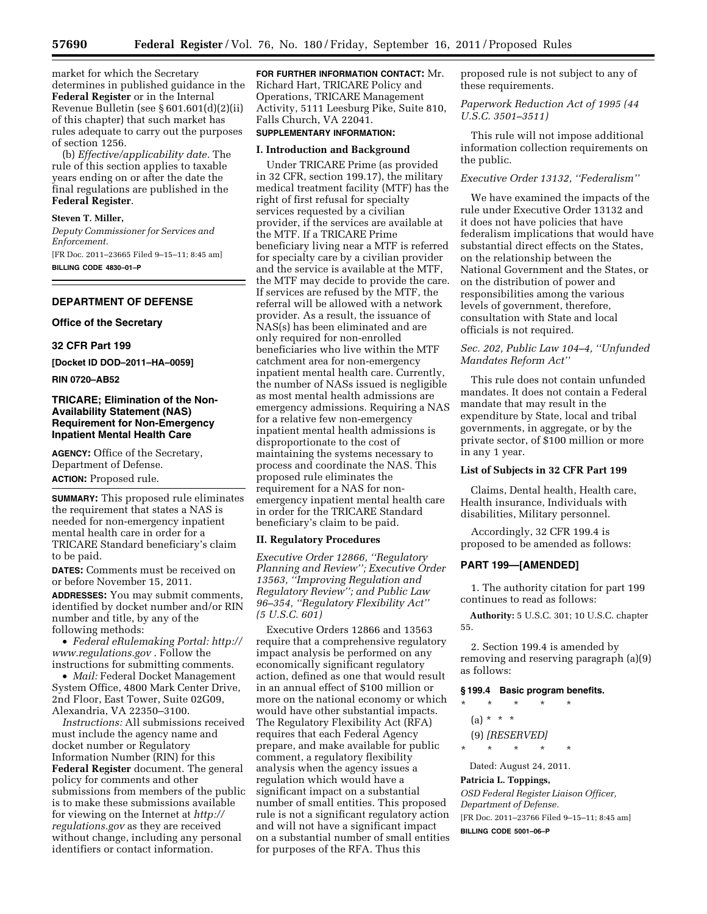market for which the Secretary determines in published guidance in the **Federal Register** or in the Internal Revenue Bulletin (see § 601.601(d)(2)(ii) of this chapter) that such market has rules adequate to carry out the purposes of section 1256.

(b) *Effective/applicability date.* The rule of this section applies to taxable years ending on or after the date the final regulations are published in the **Federal Register**.

**Steven T. Miller,**

*Deputy Commissioner for Services and Enforcement.*

[FR Doc. 2011–23665 Filed 9–15–11; 8:45 am]

**BILLING CODE 4830–01–P**

---

## DEPARTMENT OF DEFENSE

### Office of the Secretary

### 32 CFR Part 199

**[Docket ID DOD–2011–HA–0059]**

**RIN 0720–AB52**

## TRICARE; Elimination of the Non-Availability Statement (NAS) Requirement for Non-Emergency Inpatient Mental Health Care

**AGENCY:** Office of the Secretary, Department of Defense.

**ACTION:** Proposed rule.

**SUMMARY:** This proposed rule eliminates the requirement that states a NAS is needed for non-emergency inpatient mental health care in order for a TRICARE Standard beneficiary's claim to be paid.

**DATES:** Comments must be received on or before November 15, 2011.

**ADDRESSES:** You may submit comments, identified by docket number and/or RIN number and title, by any of the following methods:

- *Federal eRulemaking Portal: http://www.regulations.gov* . Follow the instructions for submitting comments.
- *Mail:* Federal Docket Management System Office, 4800 Mark Center Drive, 2nd Floor, East Tower, Suite 02G09, Alexandria, VA 22350–3100.

*Instructions:* All submissions received must include the agency name and docket number or Regulatory Information Number (RIN) for this **Federal Register** document. The general policy for comments and other submissions from members of the public is to make these submissions available for viewing on the Internet at *http://regulations.gov* as they are received without change, including any personal identifiers or contact information.

**FOR FURTHER INFORMATION CONTACT:** Mr. Richard Hart, TRICARE Policy and Operations, TRICARE Management Activity, 5111 Leesburg Pike, Suite 810, Falls Church, VA 22041.

**SUPPLEMENTARY INFORMATION:**

### I. Introduction and Background

Under TRICARE Prime (as provided in 32 CFR, section 199.17), the military medical treatment facility (MTF) has the right of first refusal for specialty services requested by a civilian provider, if the services are available at the MTF. If a TRICARE Prime beneficiary living near a MTF is referred for specialty care by a civilian provider and the service is available at the MTF, the MTF may decide to provide the care. If services are refused by the MTF, the referral will be allowed with a network provider. As a result, the issuance of NAS(s) has been eliminated and are only required for non-enrolled beneficiaries who live within the MTF catchment area for non-emergency inpatient mental health care. Currently, the number of NASs issued is negligible as most mental health admissions are emergency admissions. Requiring a NAS for a relative few non-emergency inpatient mental health admissions is disproportionate to the cost of maintaining the systems necessary to process and coordinate the NAS. This proposed rule eliminates the requirement for a NAS for non-emergency inpatient mental health care in order for the TRICARE Standard beneficiary's claim to be paid.

### II. Regulatory Procedures

*Executive Order 12866, "Regulatory Planning and Review"; Executive Order 13563, "Improving Regulation and Regulatory Review"; and Public Law 96–354, "Regulatory Flexibility Act" (5 U.S.C. 601)*

Executive Orders 12866 and 13563 require that a comprehensive regulatory impact analysis be performed on any economically significant regulatory action, defined as one that would result in an annual effect of $100 million or more on the national economy or which would have other substantial impacts. The Regulatory Flexibility Act (RFA) requires that each Federal Agency prepare, and make available for public comment, a regulatory flexibility analysis when the agency issues a regulation which would have a significant impact on a substantial number of small entities. This proposed rule is not a significant regulatory action and will not have a significant impact on a substantial number of small entities for purposes of the RFA. Thus this proposed rule is not subject to any of these requirements.

*Paperwork Reduction Act of 1995 (44 U.S.C. 3501–3511)*

This rule will not impose additional information collection requirements on the public.

*Executive Order 13132, "Federalism"*

We have examined the impacts of the rule under Executive Order 13132 and it does not have policies that have federalism implications that would have substantial direct effects on the States, on the relationship between the National Government and the States, or on the distribution of power and responsibilities among the various levels of government, therefore, consultation with State and local officials is not required.

*Sec. 202, Public Law 104–4, "Unfunded Mandates Reform Act"*

This rule does not contain unfunded mandates. It does not contain a Federal mandate that may result in the expenditure by State, local and tribal governments, in aggregate, or by the private sector, of $100 million or more in any 1 year.

### List of Subjects in 32 CFR Part 199

Claims, Dental health, Health care, Health insurance, Individuals with disabilities, Military personnel.

Accordingly, 32 CFR 199.4 is proposed to be amended as follows:

## PART 199—[AMENDED]

1. The authority citation for part 199 continues to read as follows:

**Authority:** 5 U.S.C. 301; 10 U.S.C. chapter 55.

2. Section 199.4 is amended by removing and reserving paragraph (a)(9) as follows:

#### § 199.4 Basic program benefits.

\* \* \* \* \*

(a) \* \* \*

(9) *[RESERVED]*

\* \* \* \* \*

Dated: August 24, 2011.

**Patricia L. Toppings,**

*OSD Federal Register Liaison Officer, Department of Defense.*

[FR Doc. 2011–23766 Filed 9–15–11; 8:45 am]

**BILLING CODE 5001–06–P**